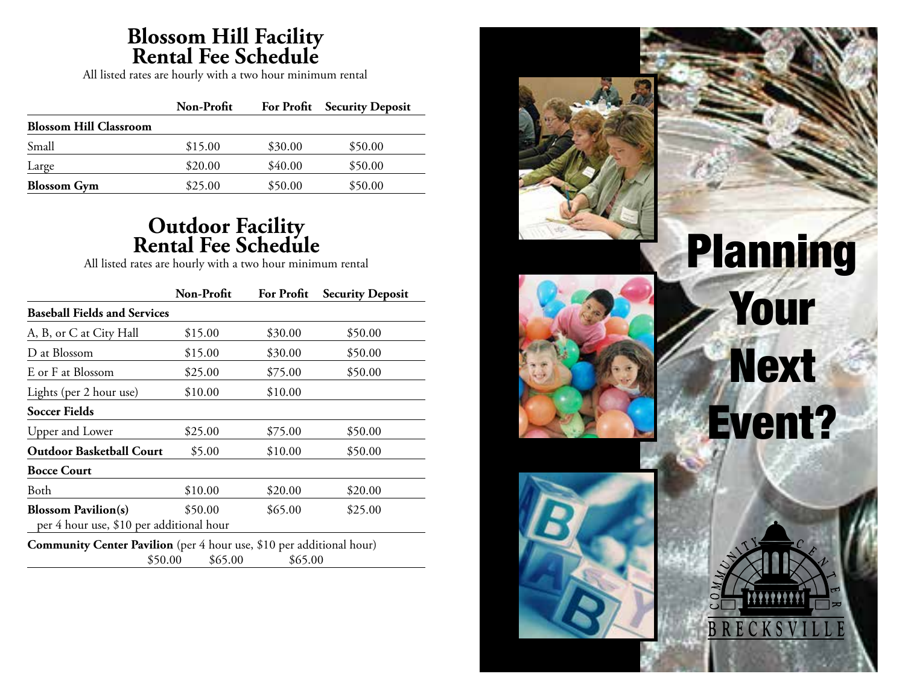# Blossom Hill Facility Rental Fee Schedule

All listed rates are hourly with a two hour minimum rental

| | Non-Profit | For Profit | Security Deposit |
|---|---|---|---|
| **Blossom Hill Classroom** | | | |
| Small | $15.00 | $30.00 | $50.00 |
| Large | $20.00 | $40.00 | $50.00 |
| **Blossom Gym** | $25.00 | $50.00 | $50.00 |

# Outdoor Facility Rental Fee Schedule

All listed rates are hourly with a two hour minimum rental

| | Non-Profit | For Profit | Security Deposit |
|---|---|---|---|
| **Baseball Fields and Services** | | | |
| A, B, or C at City Hall | $15.00 | $30.00 | $50.00 |
| D at Blossom | $15.00 | $30.00 | $50.00 |
| E or F at Blossom | $25.00 | $75.00 | $50.00 |
| Lights (per 2 hour use) | $10.00 | $10.00 | |
| **Soccer Fields** | | | |
| Upper and Lower | $25.00 | $75.00 | $50.00 |
| **Outdoor Basketball Court** | $5.00 | $10.00 | $50.00 |
| **Bocce Court** | | | |
| Both | $10.00 | $20.00 | $20.00 |
| **Blossom Pavilion(s)** per 4 hour use, $10 per additional hour | $50.00 | $65.00 | $25.00 |
| **Community Center Pavilion** (per 4 hour use, $10 per additional hour) | $50.00 | $65.00 | $65.00 |

# Planning Your Next Event?

COMMUNITY CENTER

BRECKSVILLE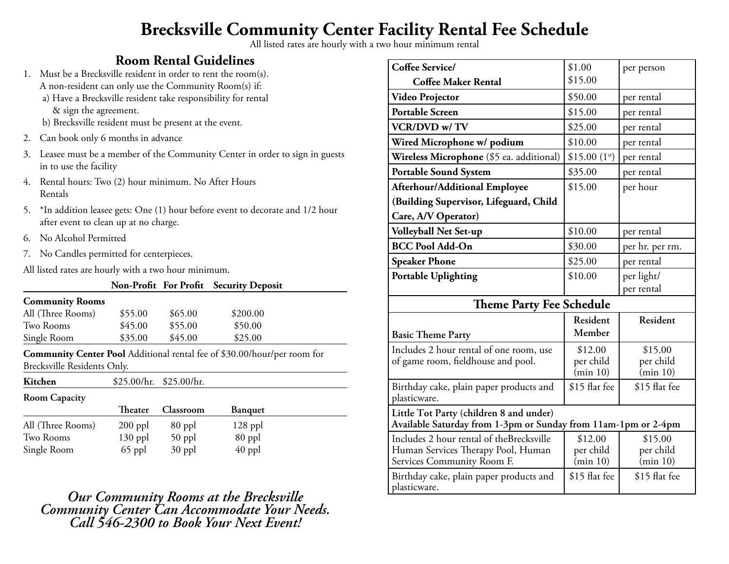# Brecksville Community Center Facility Rental Fee Schedule

All listed rates are hourly with a two hour minimum rental

## Room Rental Guidelines

1. Must be a Brecksville resident in order to rent the room(s).
   A non-resident can only use the Community Room(s) if:
   a) Have a Brecksville resident take responsibility for rental & sign the agreement.
   b) Brecksville resident must be present at the event.
2. Can book only 6 months in advance
3. Leasee must be a member of the Community Center in order to sign in guests in to use the facility
4. Rental hours: Two (2) hour minimum. No After Hours Rentals
5. *In addition leasee gets: One (1) hour before event to decorate and 1/2 hour after event to clean up at no charge.
6. No Alcohol Permitted
7. No Candles permitted for centerpieces.

All listed rates are hourly with a two hour minimum.

| | Non-Profit | For Profit | Security Deposit |
|---|---|---|---|
| **Community Rooms** | | | |
| All (Three Rooms) | $55.00 | $65.00 | $200.00 |
| Two Rooms | $45.00 | $55.00 | $50.00 |
| Single Room | $35.00 | $45.00 | $25.00 |

**Community Center Pool** Additional rental fee of $30.00/hour/per room for Brecksville Residents Only.

| | | |
|---|---|---|
| **Kitchen** | $25.00/hr. | $25.00/hr. |

**Room Capacity**

| | Theater | Classroom | Banquet |
|---|---|---|---|
| All (Three Rooms) | 200 ppl | 80 ppl | 128 ppl |
| Two Rooms | 130 ppl | 50 ppl | 80 ppl |
| Single Room | 65 ppl | 30 ppl | 40 ppl |

***Our Community Rooms at the Brecksville Community Center Can Accommodate Your Needs. Call 546-2300 to Book Your Next Event!***

| | | |
|---|---|---|
| **Coffee Service/ Coffee Maker Rental** | $1.00<br>$15.00 | per person |
| **Video Projector** | $50.00 | per rental |
| **Portable Screen** | $15.00 | per rental |
| **VCR/DVD w/ TV** | $25.00 | per rental |
| **Wired Microphone w/ podium** | $10.00 | per rental |
| **Wireless Microphone** ($5 ea. additional) | $15.00 (1st) | per rental |
| **Portable Sound System** | $35.00 | per rental |
| **Afterhour/Additional Employee (Building Supervisor, Lifeguard, Child Care, A/V Operator)** | $15.00 | per hour |
| **Volleyball Net Set-up** | $10.00 | per rental |
| **BCC Pool Add-On** | $30.00 | per hr. per rm. |
| **Speaker Phone** | $25.00 | per rental |
| **Portable Uplighting** | $10.00 | per light/ per rental |

## Theme Party Fee Schedule

| **Basic Theme Party** | **Resident Member** | **Resident** |
|---|---|---|
| Includes 2 hour rental of one room, use of game room, fieldhouse and pool. | $12.00 per child (min 10) | $15.00 per child (min 10) |
| Birthday cake, plain paper products and plasticware. | $15 flat fee | $15 flat fee |
| **Little Tot Party (children 8 and under) Available Saturday from 1-3pm or Sunday from 11am-1pm or 2-4pm** | | |
| Includes 2 hour rental of theBrecksville Human Services Therapy Pool, Human Services Community Room F. | $12.00 per child (min 10) | $15.00 per child (min 10) |
| Birthday cake, plain paper products and plasticware. | $15 flat fee | $15 flat fee |